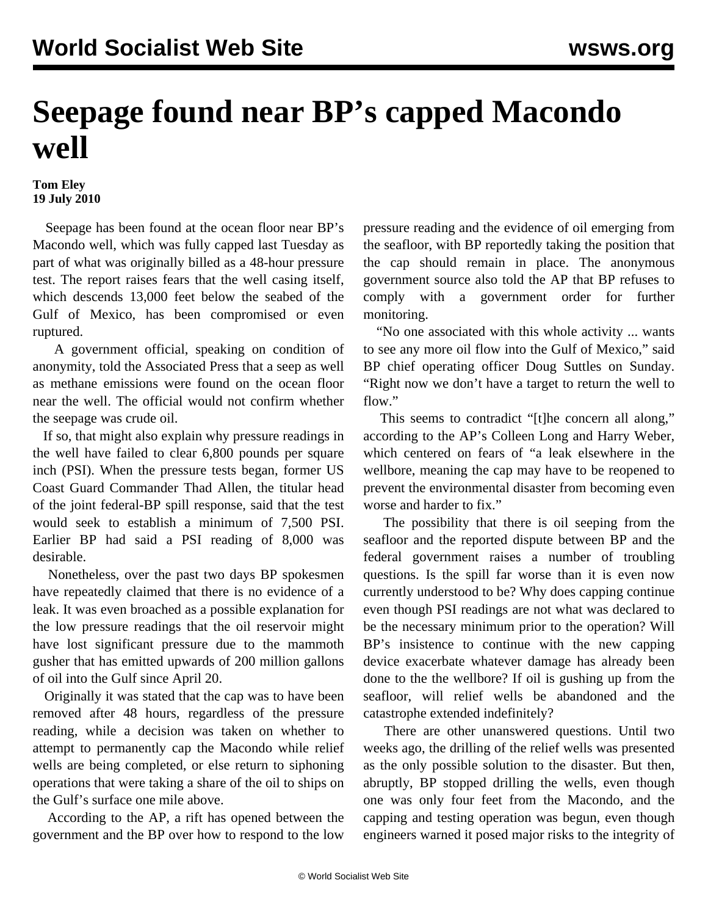# Seepage found near BP's capped Macondo well

**Tom Eley**
**19 July 2010**

Seepage has been found at the ocean floor near BP's Macondo well, which was fully capped last Tuesday as part of what was originally billed as a 48-hour pressure test. The report raises fears that the well casing itself, which descends 13,000 feet below the seabed of the Gulf of Mexico, has been compromised or even ruptured.

A government official, speaking on condition of anonymity, told the Associated Press that a seep as well as methane emissions were found on the ocean floor near the well. The official would not confirm whether the seepage was crude oil.

If so, that might also explain why pressure readings in the well have failed to clear 6,800 pounds per square inch (PSI). When the pressure tests began, former US Coast Guard Commander Thad Allen, the titular head of the joint federal-BP spill response, said that the test would seek to establish a minimum of 7,500 PSI. Earlier BP had said a PSI reading of 8,000 was desirable.

Nonetheless, over the past two days BP spokesmen have repeatedly claimed that there is no evidence of a leak. It was even broached as a possible explanation for the low pressure readings that the oil reservoir might have lost significant pressure due to the mammoth gusher that has emitted upwards of 200 million gallons of oil into the Gulf since April 20.

Originally it was stated that the cap was to have been removed after 48 hours, regardless of the pressure reading, while a decision was taken on whether to attempt to permanently cap the Macondo while relief wells are being completed, or else return to siphoning operations that were taking a share of the oil to ships on the Gulf's surface one mile above.

According to the AP, a rift has opened between the government and the BP over how to respond to the low pressure reading and the evidence of oil emerging from the seafloor, with BP reportedly taking the position that the cap should remain in place. The anonymous government source also told the AP that BP refuses to comply with a government order for further monitoring.

"No one associated with this whole activity ... wants to see any more oil flow into the Gulf of Mexico," said BP chief operating officer Doug Suttles on Sunday. "Right now we don't have a target to return the well to flow."

This seems to contradict "[t]he concern all along," according to the AP's Colleen Long and Harry Weber, which centered on fears of "a leak elsewhere in the wellbore, meaning the cap may have to be reopened to prevent the environmental disaster from becoming even worse and harder to fix."

The possibility that there is oil seeping from the seafloor and the reported dispute between BP and the federal government raises a number of troubling questions. Is the spill far worse than it is even now currently understood to be? Why does capping continue even though PSI readings are not what was declared to be the necessary minimum prior to the operation? Will BP's insistence to continue with the new capping device exacerbate whatever damage has already been done to the the wellbore? If oil is gushing up from the seafloor, will relief wells be abandoned and the catastrophe extended indefinitely?

There are other unanswered questions. Until two weeks ago, the drilling of the relief wells was presented as the only possible solution to the disaster. But then, abruptly, BP stopped drilling the wells, even though one was only four feet from the Macondo, and the capping and testing operation was begun, even though engineers warned it posed major risks to the integrity of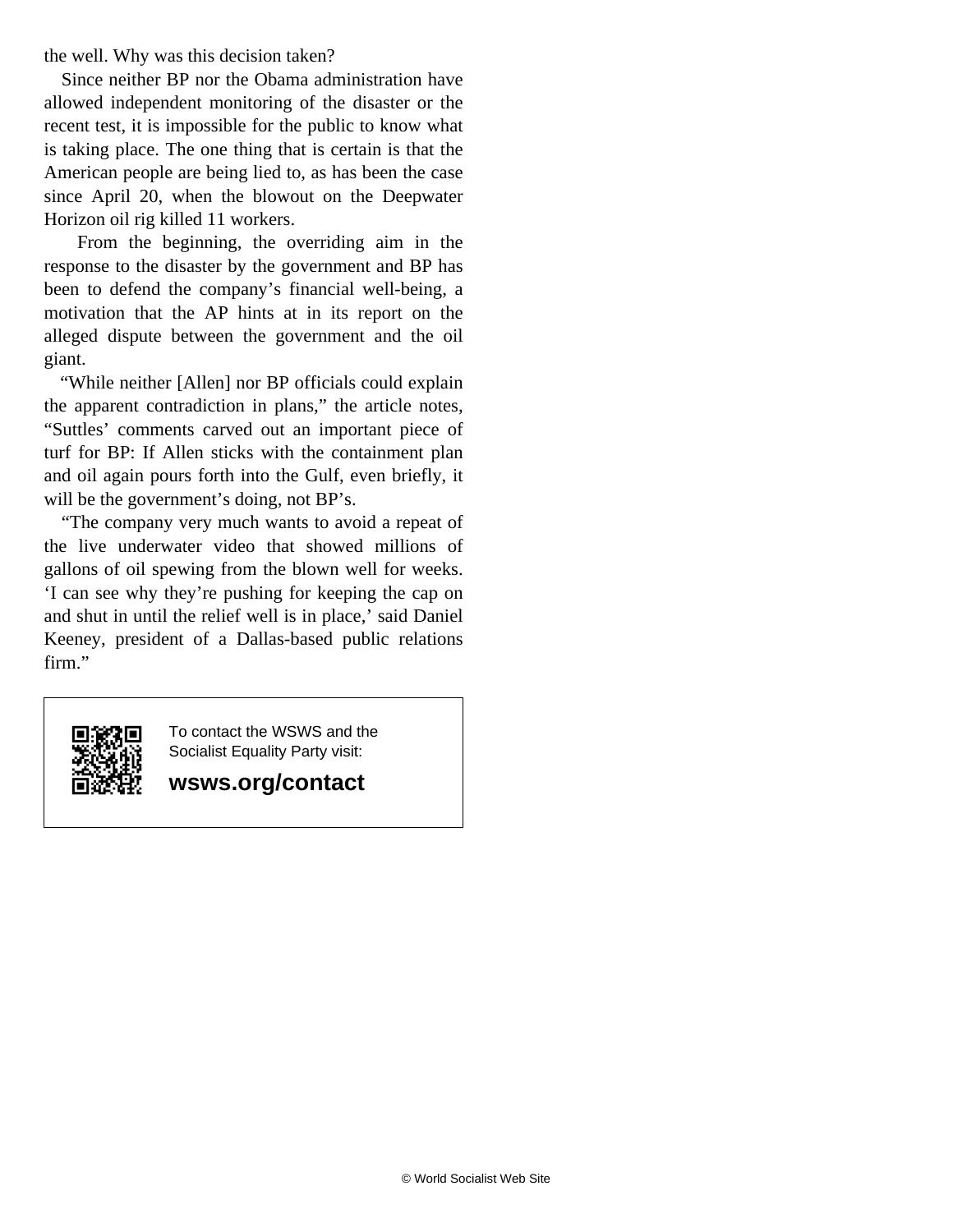the well. Why was this decision taken?

Since neither BP nor the Obama administration have allowed independent monitoring of the disaster or the recent test, it is impossible for the public to know what is taking place. The one thing that is certain is that the American people are being lied to, as has been the case since April 20, when the blowout on the Deepwater Horizon oil rig killed 11 workers.

From the beginning, the overriding aim in the response to the disaster by the government and BP has been to defend the company's financial well-being, a motivation that the AP hints at in its report on the alleged dispute between the government and the oil giant.

"While neither [Allen] nor BP officials could explain the apparent contradiction in plans," the article notes, "Suttles' comments carved out an important piece of turf for BP: If Allen sticks with the containment plan and oil again pours forth into the Gulf, even briefly, it will be the government's doing, not BP's.

"The company very much wants to avoid a repeat of the live underwater video that showed millions of gallons of oil spewing from the blown well for weeks. 'I can see why they're pushing for keeping the cap on and shut in until the relief well is in place,' said Daniel Keeney, president of a Dallas-based public relations firm."

To contact the WSWS and the Socialist Equality Party visit:

**wsws.org/contact**